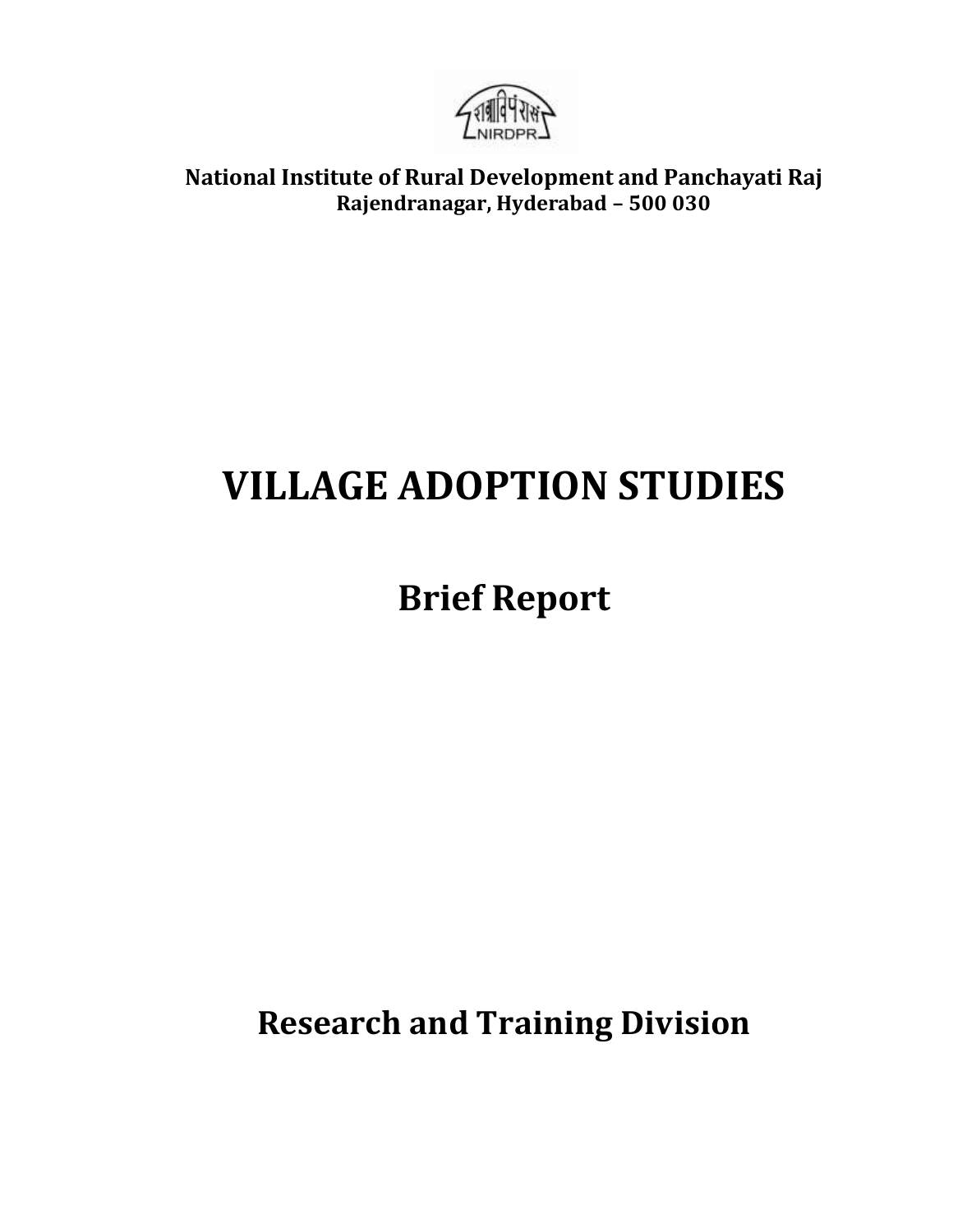National Institute of Rural Development and Panchayati Raj
Rajendranagar, Hyderabad – 500 030

# VILLAGE ADOPTION STUDIES

## Brief Report

## Research and Training Division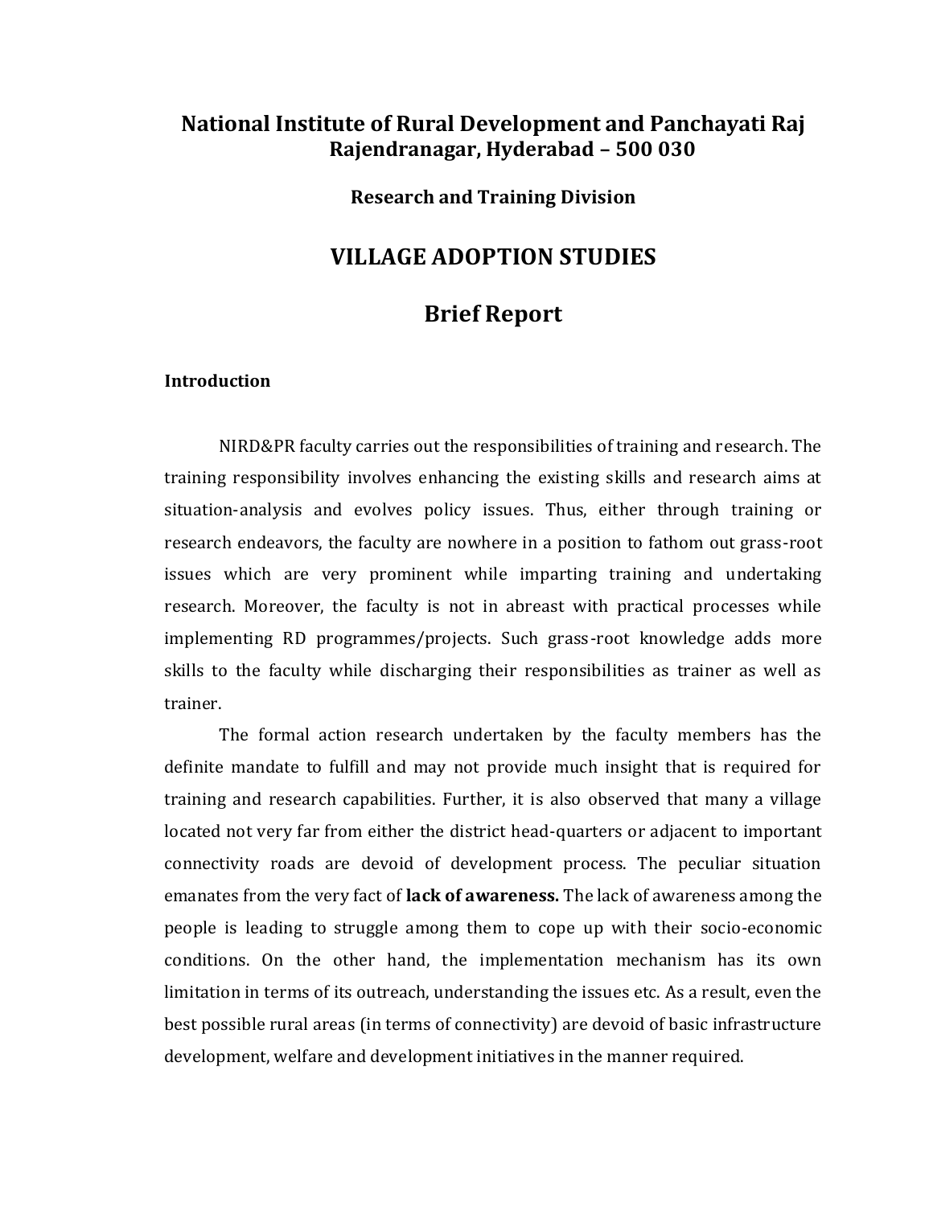# National Institute of Rural Development and Panchayati Raj
## Rajendranagar, Hyderabad – 500 030

### Research and Training Division

# VILLAGE ADOPTION STUDIES

# Brief Report

### Introduction

NIRD&PR faculty carries out the responsibilities of training and research. The training responsibility involves enhancing the existing skills and research aims at situation-analysis and evolves policy issues. Thus, either through training or research endeavors, the faculty are nowhere in a position to fathom out grass-root issues which are very prominent while imparting training and undertaking research. Moreover, the faculty is not in abreast with practical processes while implementing RD programmes/projects. Such grass-root knowledge adds more skills to the faculty while discharging their responsibilities as trainer as well as trainer.

The formal action research undertaken by the faculty members has the definite mandate to fulfill and may not provide much insight that is required for training and research capabilities. Further, it is also observed that many a village located not very far from either the district head-quarters or adjacent to important connectivity roads are devoid of development process. The peculiar situation emanates from the very fact of **lack of awareness.** The lack of awareness among the people is leading to struggle among them to cope up with their socio-economic conditions. On the other hand, the implementation mechanism has its own limitation in terms of its outreach, understanding the issues etc. As a result, even the best possible rural areas (in terms of connectivity) are devoid of basic infrastructure development, welfare and development initiatives in the manner required.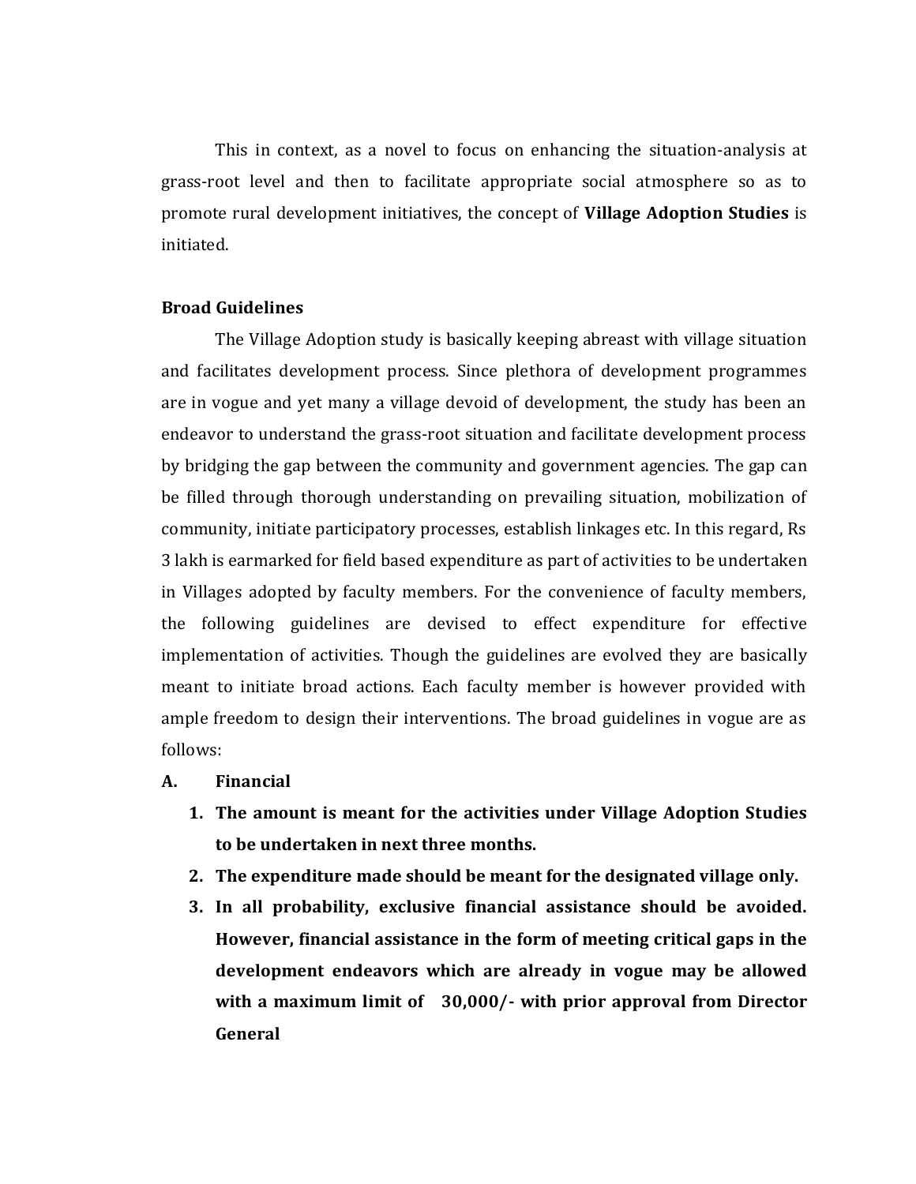This in context, as a novel to focus on enhancing the situation-analysis at grass-root level and then to facilitate appropriate social atmosphere so as to promote rural development initiatives, the concept of **Village Adoption Studies** is initiated.

**Broad Guidelines**

The Village Adoption study is basically keeping abreast with village situation and facilitates development process. Since plethora of development programmes are in vogue and yet many a village devoid of development, the study has been an endeavor to understand the grass-root situation and facilitate development process by bridging the gap between the community and government agencies. The gap can be filled through thorough understanding on prevailing situation, mobilization of community, initiate participatory processes, establish linkages etc. In this regard, Rs 3 lakh is earmarked for field based expenditure as part of activities to be undertaken in Villages adopted by faculty members. For the convenience of faculty members, the following guidelines are devised to effect expenditure for effective implementation of activities. Though the guidelines are evolved they are basically meant to initiate broad actions. Each faculty member is however provided with ample freedom to design their interventions. The broad guidelines in vogue are as follows:

**A. Financial**

1. **The amount is meant for the activities under Village Adoption Studies to be undertaken in next three months.**
2. **The expenditure made should be meant for the designated village only.**
3. **In all probability, exclusive financial assistance should be avoided. However, financial assistance in the form of meeting critical gaps in the development endeavors which are already in vogue may be allowed with a maximum limit of 30,000/- with prior approval from Director General**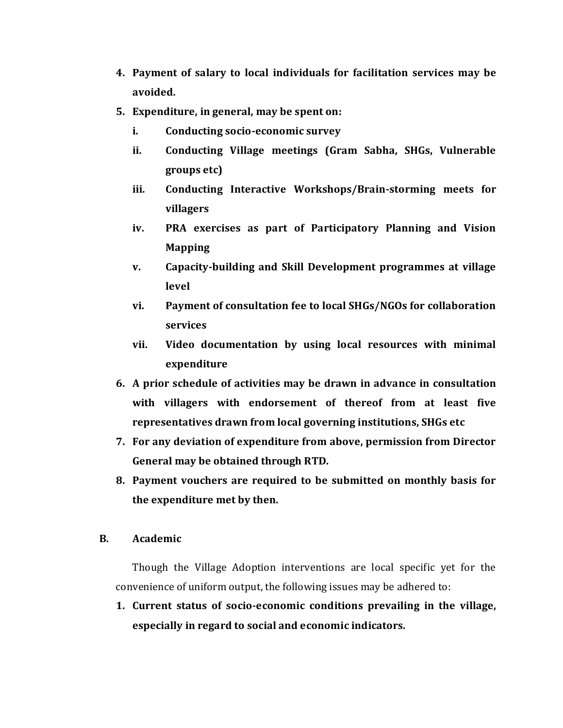4. **Payment of salary to local individuals for facilitation services may be avoided.**
5. **Expenditure, in general, may be spent on:**
   i. **Conducting socio-economic survey**
   ii. **Conducting Village meetings (Gram Sabha, SHGs, Vulnerable groups etc)**
   iii. **Conducting Interactive Workshops/Brain-storming meets for villagers**
   iv. **PRA exercises as part of Participatory Planning and Vision Mapping**
   v. **Capacity-building and Skill Development programmes at village level**
   vi. **Payment of consultation fee to local SHGs/NGOs for collaboration services**
   vii. **Video documentation by using local resources with minimal expenditure**
6. **A prior schedule of activities may be drawn in advance in consultation with villagers with endorsement of thereof from at least five representatives drawn from local governing institutions, SHGs etc**
7. **For any deviation of expenditure from above, permission from Director General may be obtained through RTD.**
8. **Payment vouchers are required to be submitted on monthly basis for the expenditure met by then.**

## B. Academic

Though the Village Adoption interventions are local specific yet for the convenience of uniform output, the following issues may be adhered to:

1. **Current status of socio-economic conditions prevailing in the village, especially in regard to social and economic indicators.**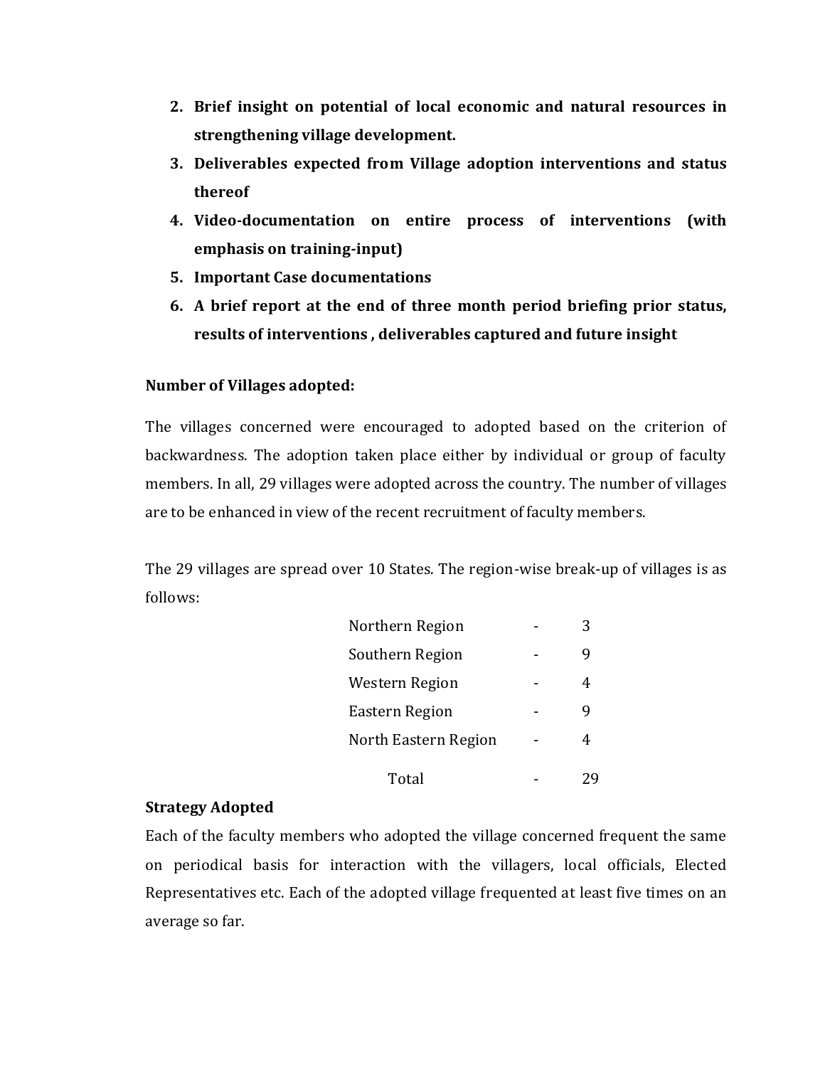2. **Brief insight on potential of local economic and natural resources in strengthening village development.**
3. **Deliverables expected from Village adoption interventions and status thereof**
4. **Video-documentation on entire process of interventions (with emphasis on training-input)**
5. **Important Case documentations**
6. **A brief report at the end of three month period briefing prior status, results of interventions , deliverables captured and future insight**

**Number of Villages adopted:**

The villages concerned were encouraged to adopted based on the criterion of backwardness. The adoption taken place either by individual or group of faculty members. In all, 29 villages were adopted across the country. The number of villages are to be enhanced in view of the recent recruitment of faculty members.

The 29 villages are spread over 10 States. The region-wise break-up of villages is as follows:

| Region | | Villages |
|---|---|---|
| Northern Region | - | 3 |
| Southern Region | - | 9 |
| Western Region | - | 4 |
| Eastern Region | - | 9 |
| North Eastern Region | - | 4 |
| Total | - | 29 |

**Strategy Adopted**

Each of the faculty members who adopted the village concerned frequent the same on periodical basis for interaction with the villagers, local officials, Elected Representatives etc. Each of the adopted village frequented at least five times on an average so far.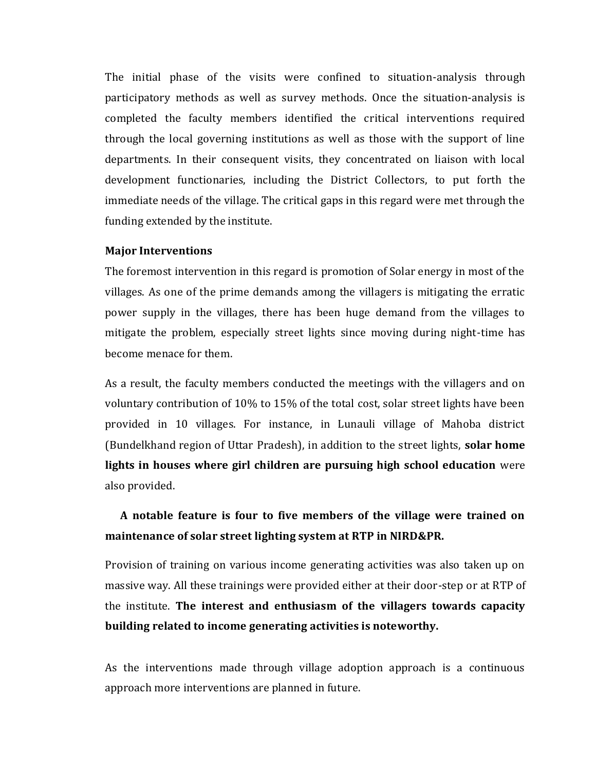The initial phase of the visits were confined to situation-analysis through participatory methods as well as survey methods. Once the situation-analysis is completed the faculty members identified the critical interventions required through the local governing institutions as well as those with the support of line departments. In their consequent visits, they concentrated on liaison with local development functionaries, including the District Collectors, to put forth the immediate needs of the village. The critical gaps in this regard were met through the funding extended by the institute.

**Major Interventions**

The foremost intervention in this regard is promotion of Solar energy in most of the villages. As one of the prime demands among the villagers is mitigating the erratic power supply in the villages, there has been huge demand from the villages to mitigate the problem, especially street lights since moving during night-time has become menace for them.

As a result, the faculty members conducted the meetings with the villagers and on voluntary contribution of 10% to 15% of the total cost, solar street lights have been provided in 10 villages. For instance, in Lunauli village of Mahoba district (Bundelkhand region of Uttar Pradesh), in addition to the street lights, **solar home lights in houses where girl children are pursuing high school education** were also provided.

**A notable feature is four to five members of the village were trained on maintenance of solar street lighting system at RTP in NIRD&PR.**

Provision of training on various income generating activities was also taken up on massive way. All these trainings were provided either at their door-step or at RTP of the institute. **The interest and enthusiasm of the villagers towards capacity building related to income generating activities is noteworthy.**

As the interventions made through village adoption approach is a continuous approach more interventions are planned in future.